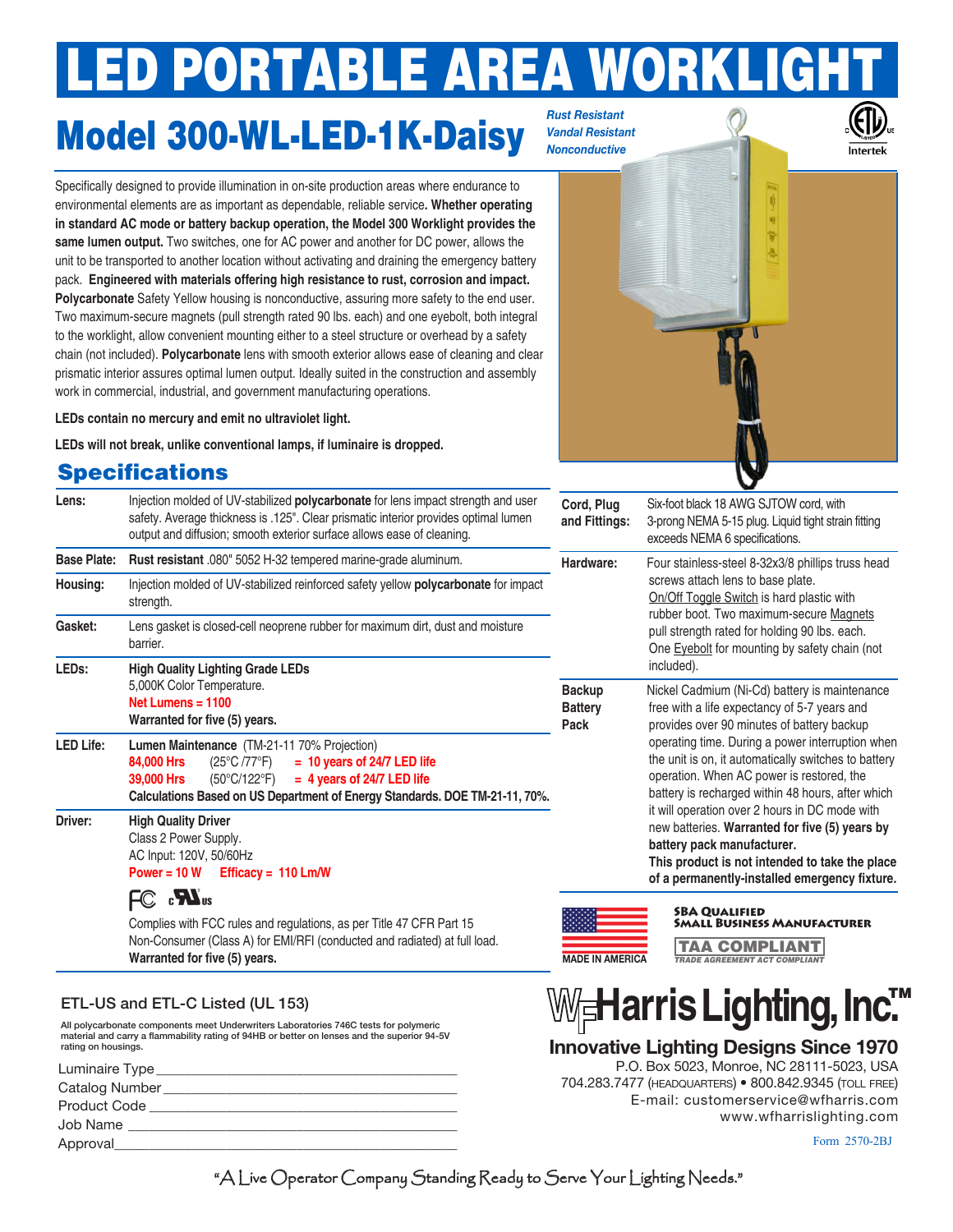# LED PORTABLE AREA WORKLIGHT

## Model 300-WL-LED-1K-Daisy

*Rust Resistant*
*Vandal Resistant*
*Nonconductive*

Specifically designed to provide illumination in on-site production areas where endurance to environmental elements are as important as dependable, reliable service. **Whether operating in standard AC mode or battery backup operation, the Model 300 Worklight provides the same lumen output.** Two switches, one for AC power and another for DC power, allows the unit to be transported to another location without activating and draining the emergency battery pack. **Engineered with materials offering high resistance to rust, corrosion and impact. Polycarbonate** Safety Yellow housing is nonconductive, assuring more safety to the end user. Two maximum-secure magnets (pull strength rated 90 lbs. each) and one eyebolt, both integral to the worklight, allow convenient mounting either to a steel structure or overhead by a safety chain (not included). **Polycarbonate** lens with smooth exterior allows ease of cleaning and clear prismatic interior assures optimal lumen output. Ideally suited in the construction and assembly work in commercial, industrial, and government manufacturing operations.

**LEDs contain no mercury and emit no ultraviolet light.**

**LEDs will not break, unlike conventional lamps, if luminaire is dropped.**

## Specifications

| | |
|---|---|
| **Lens:** | Injection molded of UV-stabilized **polycarbonate** for lens impact strength and user safety. Average thickness is .125". Clear prismatic interior provides optimal lumen output and diffusion; smooth exterior surface allows ease of cleaning. |
| **Base Plate:** | **Rust resistant** .080" 5052 H-32 tempered marine-grade aluminum. |
| **Housing:** | Injection molded of UV-stabilized reinforced safety yellow **polycarbonate** for impact strength. |
| **Gasket:** | Lens gasket is closed-cell neoprene rubber for maximum dirt, dust and moisture barrier. |
| **LEDs:** | **High Quality Lighting Grade LEDs**<br>5,000K Color Temperature.<br>**Net Lumens = 1100**<br>**Warranted for five (5) years.** |
| **LED Life:** | **Lumen Maintenance** (TM-21-11 70% Projection)<br>**84,000 Hrs** (25°C /77°F) **= 10 years of 24/7 LED life**<br>**39,000 Hrs** (50°C/122°F) **= 4 years of 24/7 LED life**<br>**Calculations Based on US Department of Energy Standards. DOE TM-21-11, 70%.** |
| **Driver:** | **High Quality Driver**<br>Class 2 Power Supply.<br>AC Input: 120V, 50/60Hz<br>**Power = 10 W  Efficacy = 110 Lm/W**<br>FC cULus<br>Complies with FCC rules and regulations, as per Title 47 CFR Part 15 Non-Consumer (Class A) for EMI/RFI (conducted and radiated) at full load.<br>**Warranted for five (5) years.** |
| **Cord, Plug and Fittings:** | Six-foot black 18 AWG SJTOW cord, with 3-prong NEMA 5-15 plug. Liquid tight strain fitting exceeds NEMA 6 specifications. |
| **Hardware:** | Four stainless-steel 8-32x3/8 phillips truss head screws attach lens to base plate.<br>On/Off Toggle Switch is hard plastic with rubber boot. Two maximum-secure Magnets pull strength rated for holding 90 lbs. each. One Eyebolt for mounting by safety chain (not included). |
| **Backup Battery Pack** | Nickel Cadmium (Ni-Cd) battery is maintenance free with a life expectancy of 5-7 years and provides over 90 minutes of battery backup operating time. During a power interruption when the unit is on, it automatically switches to battery operation. When AC power is restored, the battery is recharged within 48 hours, after which it will operation over 2 hours in DC mode with new batteries. **Warranted for five (5) years by battery pack manufacturer.**<br>**This product is not intended to take the place of a permanently-installed emergency fixture.** |

### ETL-US and ETL-C Listed (UL 153)

All polycarbonate components meet Underwriters Laboratories 746C tests for polymeric material and carry a flammability rating of 94HB or better on lenses and the superior 94-5V rating on housings.

Luminaire Type ____________________

Catalog Number ____________________

Product Code ____________________

Job Name ____________________

Approval ____________________

MADE IN AMERICA

SBA QUALIFIED SMALL BUSINESS MANUFACTURER

TAA COMPLIANT — TRADE AGREEMENT ACT COMPLIANT

**WF Harris Lighting, Inc.™**

**Innovative Lighting Designs Since 1970**

P.O. Box 5023, Monroe, NC 28111-5023, USA
704.283.7477 (HEADQUARTERS) • 800.842.9345 (TOLL FREE)
E-mail: customerservice@wfharris.com
www.wfharrislighting.com

Form 2570-2BJ

"A Live Operator Company Standing Ready to Serve Your Lighting Needs."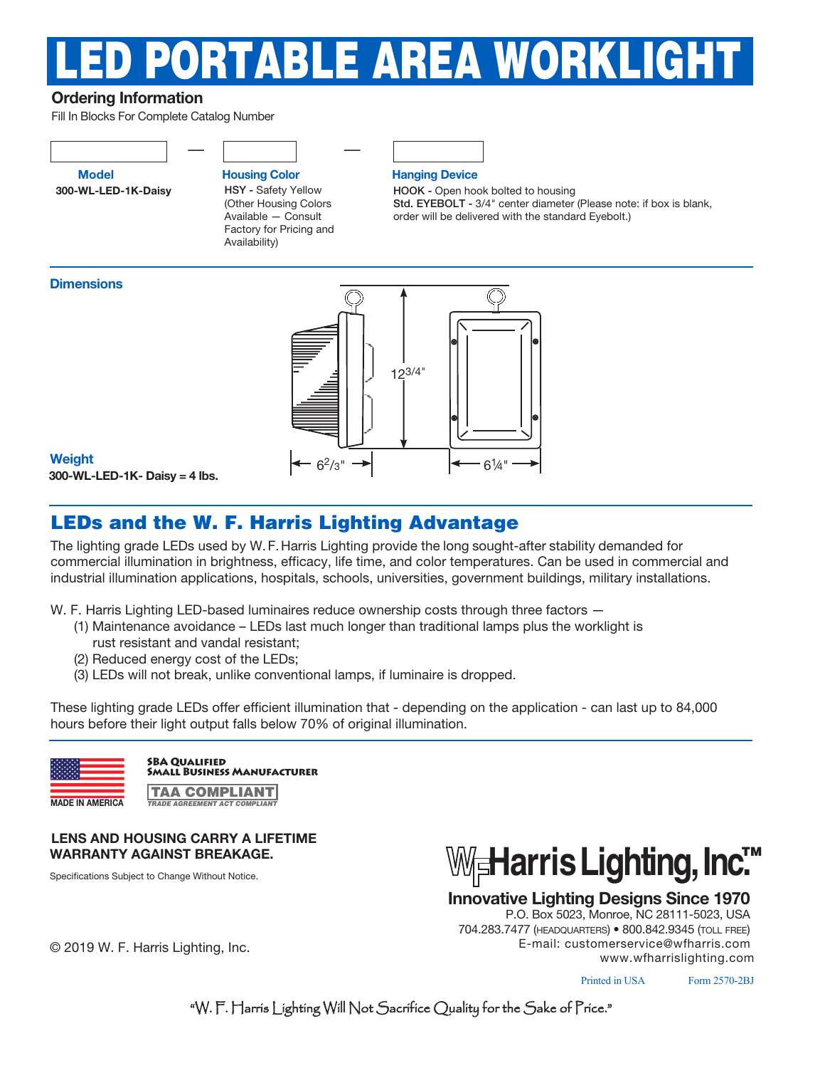# LED PORTABLE AREA WORKLIGHT

## Ordering Information

Fill In Blocks For Complete Catalog Number

**Model**

**300-WL-LED-1K-Daisy**

**Housing Color**

**HSY -** Safety Yellow (Other Housing Colors Available — Consult Factory for Pricing and Availability)

**Hanging Device**

**HOOK -** Open hook bolted to housing

**Std. EYEBOLT -** 3/4" center diameter (Please note: if box is blank, order will be delivered with the standard Eyebolt.)

**Dimensions**

12 3/4"

6 2/3"

6 1/4"

**Weight**

**300-WL-LED-1K- Daisy = 4 lbs.**

## LEDs and the W. F. Harris Lighting Advantage

The lighting grade LEDs used by W. F. Harris Lighting provide the long sought-after stability demanded for commercial illumination in brightness, efficacy, life time, and color temperatures. Can be used in commercial and industrial illumination applications, hospitals, schools, universities, government buildings, military installations.

W. F. Harris Lighting LED-based luminaires reduce ownership costs through three factors —

(1) Maintenance avoidance – LEDs last much longer than traditional lamps plus the worklight is rust resistant and vandal resistant;
(2) Reduced energy cost of the LEDs;
(3) LEDs will not break, unlike conventional lamps, if luminaire is dropped.

These lighting grade LEDs offer efficient illumination that - depending on the application - can last up to 84,000 hours before their light output falls below 70% of original illumination.

MADE IN AMERICA

SBA QUALIFIED SMALL BUSINESS MANUFACTURER

TAA COMPLIANT
TRADE AGREEMENT ACT COMPLIANT

**LENS AND HOUSING CARRY A LIFETIME WARRANTY AGAINST BREAKAGE.**

Specifications Subject to Change Without Notice.

© 2019 W. F. Harris Lighting, Inc.

**WF Harris Lighting, Inc.™**

**Innovative Lighting Designs Since 1970**

P.O. Box 5023, Monroe, NC 28111-5023, USA
704.283.7477 (HEADQUARTERS) • 800.842.9345 (TOLL FREE)
E-mail: customerservice@wfharris.com
www.wfharrislighting.com

Printed in USA Form 2570-2BJ

"W. F. Harris Lighting Will Not Sacrifice Quality for the Sake of Price."